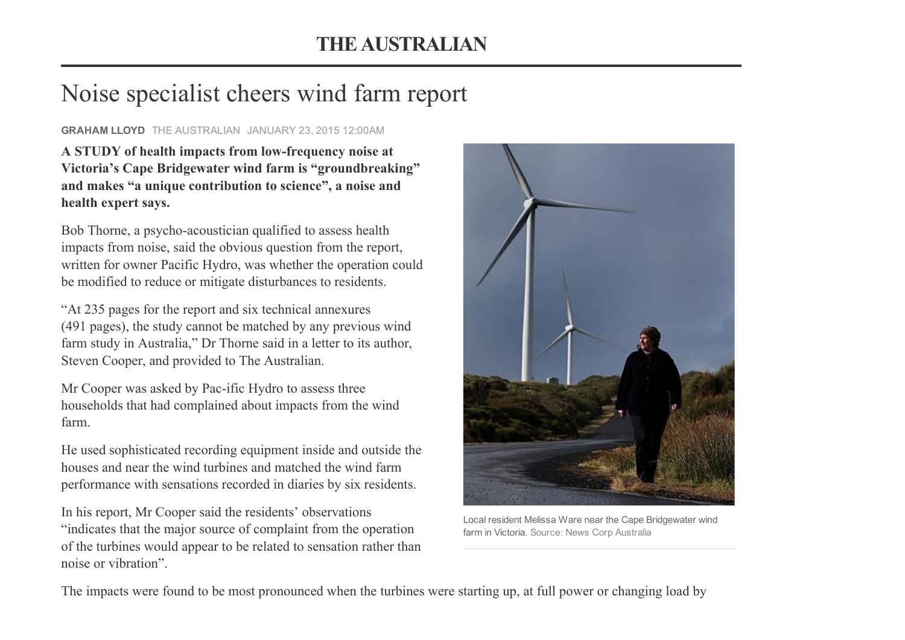# THE AUSTRALIAN

## Noise specialist cheers wind farm report

**GRAHAM LLOYD** THE AUSTRALIAN JANUARY 23, 2015 12:00AM

**A STUDY of health impacts from low-frequency noise at Victoria's Cape Bridgewater wind farm is "groundbreaking" and makes "a unique contribution to science", a noise and health expert says.**

Bob Thorne, a psycho-acoustician qualified to assess health impacts from noise, said the obvious question from the report, written for owner Pacific Hydro, was whether the operation could be modified to reduce or mitigate disturbances to residents.

"At 235 pages for the report and six technical annexures (491 pages), the study cannot be matched by any previous wind farm study in Australia," Dr Thorne said in a letter to its author, Steven Cooper, and provided to The Australian.

Mr Cooper was asked by Pac-ific Hydro to assess three households that had complained about impacts from the wind farm.

He used sophisticated recording equipment inside and outside the houses and near the wind turbines and matched the wind farm performance with sensations recorded in diaries by six residents.

In his report, Mr Cooper said the residents' observations "indicates that the major source of complaint from the operation of the turbines would appear to be related to sensation rather than noise or vibration".

Local resident Melissa Ware near the Cape Bridgewater wind farm in Victoria. Source: News Corp Australia

The impacts were found to be most pronounced when the turbines were starting up, at full power or changing load by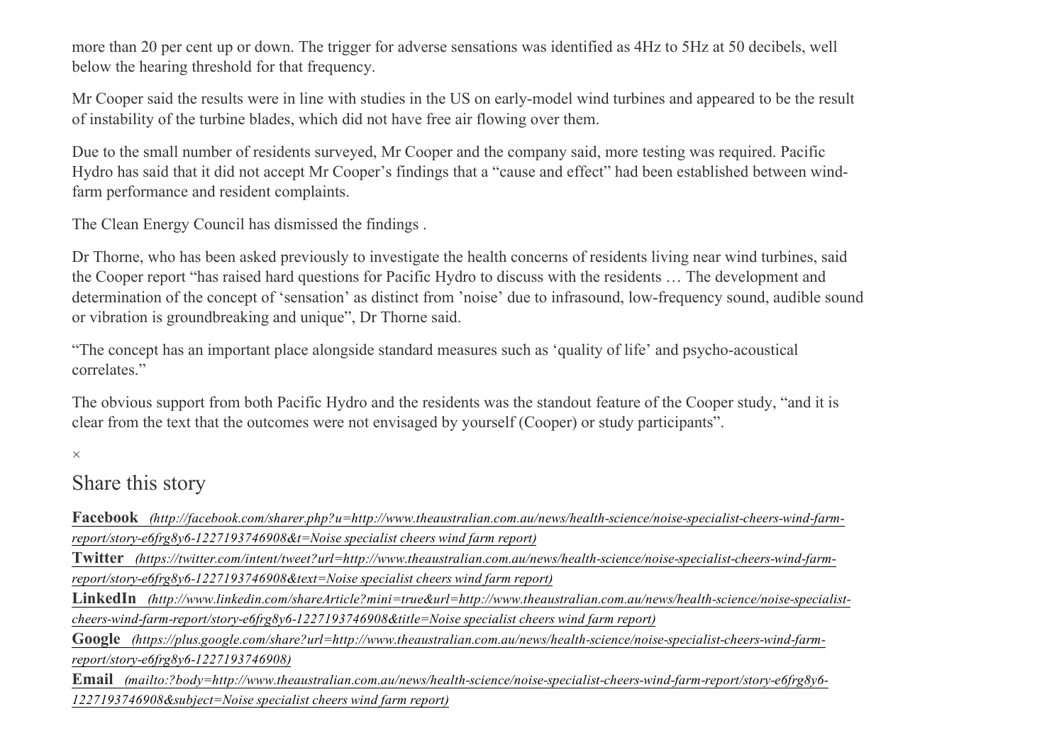more than 20 per cent up or down. The trigger for adverse sensations was identified as 4Hz to 5Hz at 50 decibels, well below the hearing threshold for that frequency.

Mr Cooper said the results were in line with studies in the US on early-model wind turbines and appeared to be the result of instability of the turbine blades, which did not have free air flowing over them.

Due to the small number of residents surveyed, Mr Cooper and the company said, more testing was required. Pacific Hydro has said that it did not accept Mr Cooper's findings that a "cause and effect" had been established between wind-farm performance and resident complaints.

The Clean Energy Council has dismissed the findings .

Dr Thorne, who has been asked previously to investigate the health concerns of residents living near wind turbines, said the Cooper report "has raised hard questions for Pacific Hydro to discuss with the residents … The development and determination of the concept of 'sensation' as distinct from 'noise' due to infrasound, low-frequency sound, audible sound or vibration is groundbreaking and unique", Dr Thorne said.

"The concept has an important place alongside standard measures such as 'quality of life' and psycho-acoustical correlates."

The obvious support from both Pacific Hydro and the residents was the standout feature of the Cooper study, "and it is clear from the text that the outcomes were not envisaged by yourself (Cooper) or study participants".

×

## Share this story

**Facebook** *(http://facebook.com/sharer.php?u=http://www.theaustralian.com.au/news/health-science/noise-specialist-cheers-wind-farm-report/story-e6frg8y6-1227193746908&t=Noise specialist cheers wind farm report)*

**Twitter** *(https://twitter.com/intent/tweet?url=http://www.theaustralian.com.au/news/health-science/noise-specialist-cheers-wind-farm-report/story-e6frg8y6-1227193746908&text=Noise specialist cheers wind farm report)*

**LinkedIn** *(http://www.linkedin.com/shareArticle?mini=true&url=http://www.theaustralian.com.au/news/health-science/noise-specialist-cheers-wind-farm-report/story-e6frg8y6-1227193746908&title=Noise specialist cheers wind farm report)*

**Google** *(https://plus.google.com/share?url=http://www.theaustralian.com.au/news/health-science/noise-specialist-cheers-wind-farm-report/story-e6frg8y6-1227193746908)*

**Email** *(mailto:?body=http://www.theaustralian.com.au/news/health-science/noise-specialist-cheers-wind-farm-report/story-e6frg8y6-1227193746908&subject=Noise specialist cheers wind farm report)*